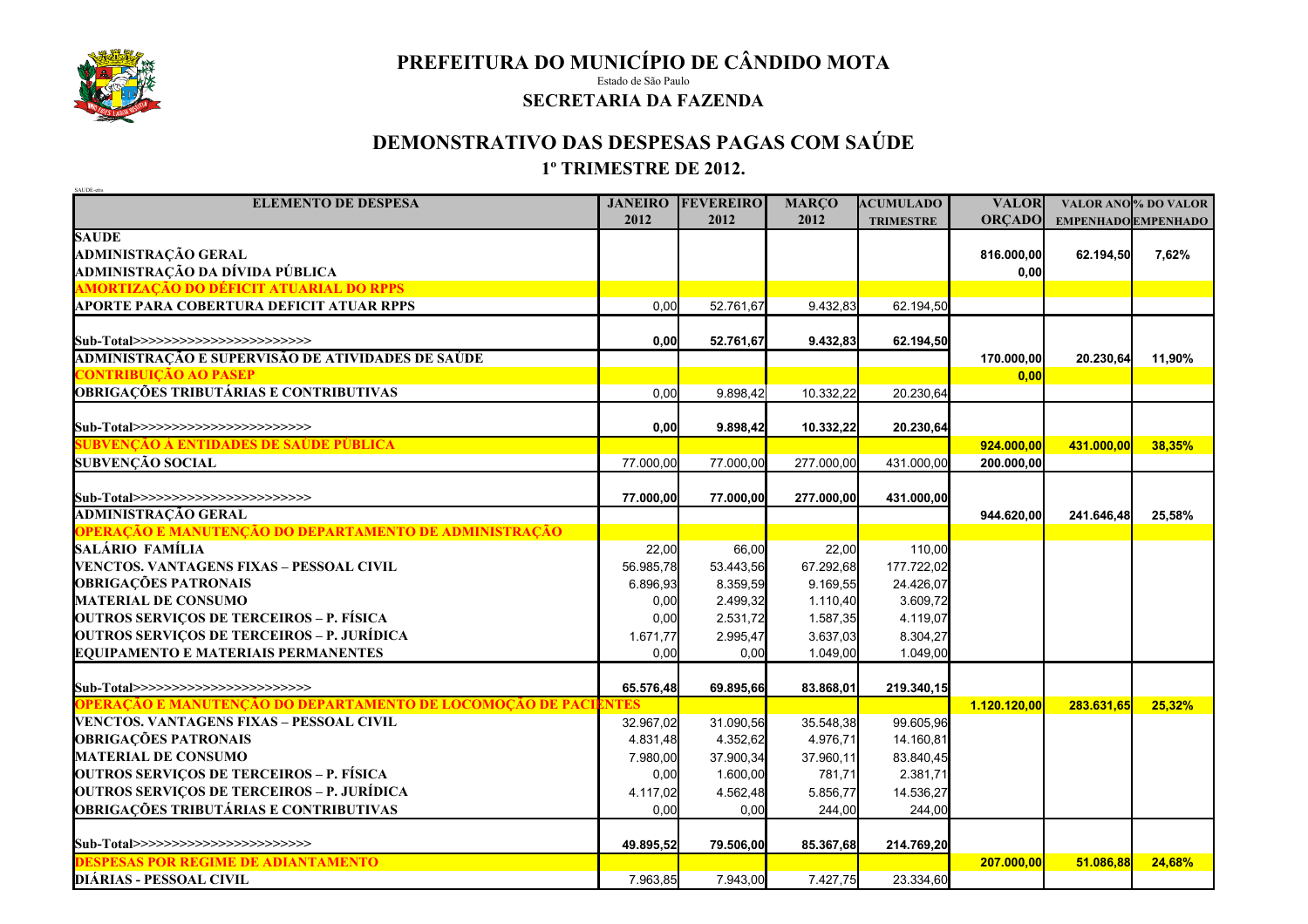# PREFEITURA DO MUNICÍPIO DE CÂNDIDO MOTA

Estado de São Paulo

## SECRETARIA DA FAZENDA

## DEMONSTRATIVO DAS DESPESAS PAGAS COM SAÚDE

### 1º TRIMESTRE DE 2012.

SAUDE-atts

| ELEMENTO DE DESPESA | JANEIRO 2012 | FEVEREIRO 2012 | MARÇO 2012 | ACUMULADO TRIMESTRE | VALOR ORÇADO | VALOR ANO EMPENHADO | % DO VALOR EMPENHADO |
|---|---|---|---|---|---|---|---|
| **SAUDE** | | | | | | | |
| **ADMINISTRAÇÃO GERAL** | | | | | 816.000,00 | 62.194,50 | 7,62% |
| **ADMINISTRAÇÃO DA DÍVIDA PÚBLICA** | | | | | 0,00 | | |
| **AMORTIZAÇÃO DO DÉFICIT ATUARIAL DO RPPS** | | | | | | | |
| **APORTE PARA COBERTURA DEFICIT ATUAR RPPS** | 0,00 | 52.761,67 | 9.432,83 | 62.194,50 | | | |
| Sub-Total>>>>>>>>>>>>>>>>>>>>>>>> | **0,00** | **52.761,67** | **9.432,83** | **62.194,50** | | | |
| **ADMINISTRAÇÃO E SUPERVISÃO DE ATIVIDADES DE SAÚDE** | | | | | 170.000,00 | 20.230,64 | 11,90% |
| **CONTRIBUIÇÃO AO PASEP** | | | | | 0,00 | | |
| **OBRIGAÇÕES TRIBUTÁRIAS E CONTRIBUTIVAS** | 0,00 | 9.898,42 | 10.332,22 | 20.230,64 | | | |
| Sub-Total>>>>>>>>>>>>>>>>>>>>>>>> | **0,00** | **9.898,42** | **10.332,22** | **20.230,64** | | | |
| **SUBVENÇÃO A ENTIDADES DE SAÚDE PÚBLICA** | | | | | 924.000,00 | 431.000,00 | 38,35% |
| **SUBVENÇÃO SOCIAL** | 77.000,00 | 77.000,00 | 277.000,00 | 431.000,00 | 200.000,00 | | |
| Sub-Total>>>>>>>>>>>>>>>>>>>>>>>> | **77.000,00** | **77.000,00** | **277.000,00** | **431.000,00** | | | |
| **ADMINISTRAÇÃO GERAL** | | | | | 944.620,00 | 241.646,48 | 25,58% |
| **OPERAÇÃO E MANUTENÇÃO DO DEPARTAMENTO DE ADMINISTRAÇÃO** | | | | | | | |
| **SALÁRIO FAMÍLIA** | 22,00 | 66,00 | 22,00 | 110,00 | | | |
| **VENCTOS. VANTAGENS FIXAS – PESSOAL CIVIL** | 56.985,78 | 53.443,56 | 67.292,68 | 177.722,02 | | | |
| **OBRIGAÇÕES PATRONAIS** | 6.896,93 | 8.359,59 | 9.169,55 | 24.426,07 | | | |
| **MATERIAL DE CONSUMO** | 0,00 | 2.499,32 | 1.110,40 | 3.609,72 | | | |
| **OUTROS SERVIÇOS DE TERCEIROS – P. FÍSICA** | 0,00 | 2.531,72 | 1.587,35 | 4.119,07 | | | |
| **OUTROS SERVIÇOS DE TERCEIROS – P. JURÍDICA** | 1.671,77 | 2.995,47 | 3.637,03 | 8.304,27 | | | |
| **EQUIPAMENTO E MATERIAIS PERMANENTES** | 0,00 | 0,00 | 1.049,00 | 1.049,00 | | | |
| Sub-Total>>>>>>>>>>>>>>>>>>>>>>>> | **65.576,48** | **69.895,66** | **83.868,01** | **219.340,15** | | | |
| **OPERAÇÃO E MANUTENÇÃO DO DEPARTAMENTO DE LOCOMOÇÃO DE PACIENTES** | | | | | 1.120.120,00 | 283.631,65 | 25,32% |
| **VENCTOS. VANTAGENS FIXAS – PESSOAL CIVIL** | 32.967,02 | 31.090,56 | 35.548,38 | 99.605,96 | | | |
| **OBRIGAÇÕES PATRONAIS** | 4.831,48 | 4.352,62 | 4.976,71 | 14.160,81 | | | |
| **MATERIAL DE CONSUMO** | 7.980,00 | 37.900,34 | 37.960,11 | 83.840,45 | | | |
| **OUTROS SERVIÇOS DE TERCEIROS – P. FÍSICA** | 0,00 | 1.600,00 | 781,71 | 2.381,71 | | | |
| **OUTROS SERVIÇOS DE TERCEIROS – P. JURÍDICA** | 4.117,02 | 4.562,48 | 5.856,77 | 14.536,27 | | | |
| **OBRIGAÇÕES TRIBUTÁRIAS E CONTRIBUTIVAS** | 0,00 | 0,00 | 244,00 | 244,00 | | | |
| Sub-Total>>>>>>>>>>>>>>>>>>>>>>>> | **49.895,52** | **79.506,00** | **85.367,68** | **214.769,20** | | | |
| **DESPESAS POR REGIME DE ADIANTAMENTO** | | | | | 207.000,00 | 51.086,88 | 24,68% |
| **DIÁRIAS - PESSOAL CIVIL** | 7.963,85 | 7.943,00 | 7.427,75 | 23.334,60 | | | |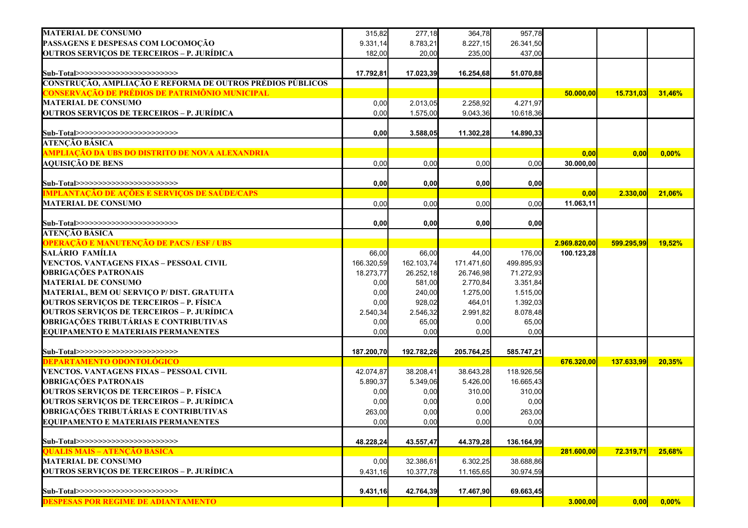| | | | | | | | |
|---|---|---|---|---|---|---|---|
| MATERIAL DE CONSUMO | 315,82 | 277,18 | 364,78 | 957,78 | | | |
| PASSAGENS E DESPESAS COM LOCOMOÇÃO | 9.331,14 | 8.783,21 | 8.227,15 | 26.341,50 | | | |
| OUTROS SERVIÇOS DE TERCEIROS – P. JURÍDICA | 182,00 | 20,00 | 235,00 | 437,00 | | | |
| **Sub-Total>>>>>>>>>>>>>>>>>>>>>>>** | **17.792,81** | **17.023,39** | **16.254,68** | **51.070,88** | | | |
| **CONSTRUÇÃO, AMPLIAÇÃO E REFORMA DE OUTROS PRÉDIOS PÚBLICOS** | | | | | | | |
| **CONSERVAÇÃO DE PRÉDIOS DE PATRIMÔNIO MUNICIPAL** | | | | | **50.000,00** | **15.731,03** | **31,46%** |
| MATERIAL DE CONSUMO | 0,00 | 2.013,05 | 2.258,92 | 4.271,97 | | | |
| OUTROS SERVIÇOS DE TERCEIROS – P. JURÍDICA | 0,00 | 1.575,00 | 9.043,36 | 10.618,36 | | | |
| **Sub-Total>>>>>>>>>>>>>>>>>>>>>>>** | **0,00** | **3.588,05** | **11.302,28** | **14.890,33** | | | |
| **ATENÇÃO BÁSICA** | | | | | | | |
| **AMPLIAÇÃO DA UBS DO DISTRITO DE NOVA ALEXANDRIA** | | | | | **0,00** | **0,00** | **0,00%** |
| AQUISIÇÃO DE BENS | 0,00 | 0,00 | 0,00 | 0,00 | **30.000,00** | | |
| **Sub-Total>>>>>>>>>>>>>>>>>>>>>>>** | **0,00** | **0,00** | **0,00** | **0,00** | | | |
| **IMPLANTAÇÃO DE AÇÕES E SERVIÇOS DE SAÚDE/CAPS** | | | | | **0,00** | **2.330,00** | **21,06%** |
| MATERIAL DE CONSUMO | 0,00 | 0,00 | 0,00 | 0,00 | **11.063,11** | | |
| **Sub-Total>>>>>>>>>>>>>>>>>>>>>>>** | **0,00** | **0,00** | **0,00** | **0,00** | | | |
| **ATENÇÃO BÁSICA** | | | | | | | |
| **OPERAÇÃO E MANUTENÇÃO DE PACS / ESF / UBS** | | | | | **2.969.820,00** | **599.295,99** | **19,52%** |
| SALÁRIO FAMÍLIA | 66,00 | 66,00 | 44,00 | 176,00 | **100.123,28** | | |
| VENCTOS. VANTAGENS FIXAS – PESSOAL CIVIL | 166.320,59 | 162.103,74 | 171.471,60 | 499.895,93 | | | |
| OBRIGAÇÕES PATRONAIS | 18.273,77 | 26.252,18 | 26.746,98 | 71.272,93 | | | |
| MATERIAL DE CONSUMO | 0,00 | 581,00 | 2.770,84 | 3.351,84 | | | |
| MATERIAL, BEM OU SERVIÇO P/ DIST. GRATUITA | 0,00 | 240,00 | 1.275,00 | 1.515,00 | | | |
| OUTROS SERVIÇOS DE TERCEIROS – P. FÍSICA | 0,00 | 928,02 | 464,01 | 1.392,03 | | | |
| OUTROS SERVIÇOS DE TERCEIROS – P. JURÍDICA | 2.540,34 | 2.546,32 | 2.991,82 | 8.078,48 | | | |
| OBRIGAÇÕES TRIBUTÁRIAS E CONTRIBUTIVAS | 0,00 | 65,00 | 0,00 | 65,00 | | | |
| EQUIPAMENTO E MATERIAIS PERMANENTES | 0,00 | 0,00 | 0,00 | 0,00 | | | |
| **Sub-Total>>>>>>>>>>>>>>>>>>>>>>>** | **187.200,70** | **192.782,26** | **205.764,25** | **585.747,21** | | | |
| **DEPARTAMENTO ODONTOLÓGICO** | | | | | **676.320,00** | **137.633,99** | **20,35%** |
| VENCTOS. VANTAGENS FIXAS – PESSOAL CIVIL | 42.074,87 | 38.208,41 | 38.643,28 | 118.926,56 | | | |
| OBRIGAÇÕES PATRONAIS | 5.890,37 | 5.349,06 | 5.426,00 | 16.665,43 | | | |
| OUTROS SERVIÇOS DE TERCEIROS – P. FÍSICA | 0,00 | 0,00 | 310,00 | 310,00 | | | |
| OUTROS SERVIÇOS DE TERCEIROS – P. JURÍDICA | 0,00 | 0,00 | 0,00 | 0,00 | | | |
| OBRIGAÇÕES TRIBUTÁRIAS E CONTRIBUTIVAS | 263,00 | 0,00 | 0,00 | 263,00 | | | |
| EQUIPAMENTO E MATERIAIS PERMANENTES | 0,00 | 0,00 | 0,00 | 0,00 | | | |
| **Sub-Total>>>>>>>>>>>>>>>>>>>>>>>** | **48.228,24** | **43.557,47** | **44.379,28** | **136.164,99** | | | |
| **QUALIS MAIS – ATENÇÃO BÁSICA** | | | | | **281.600,00** | **72.319,71** | **25,68%** |
| MATERIAL DE CONSUMO | 0,00 | 32.386,61 | 6.302,25 | 38.688,86 | | | |
| OUTROS SERVIÇOS DE TERCEIROS – P. JURÍDICA | 9.431,16 | 10.377,78 | 11.165,65 | 30.974,59 | | | |
| **Sub-Total>>>>>>>>>>>>>>>>>>>>>>>** | **9.431,16** | **42.764,39** | **17.467,90** | **69.663,45** | | | |
| **DESPESAS POR REGIME DE ADIANTAMENTO** | | | | | **3.000,00** | **0,00** | **0,00%** |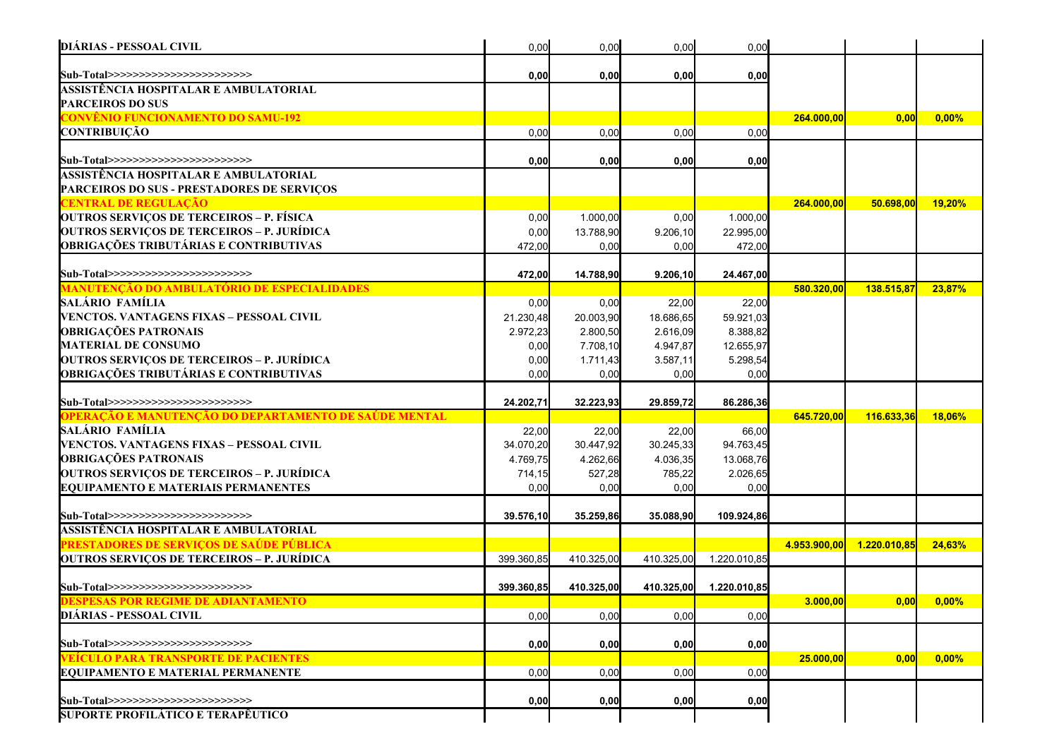| | | | | | | | |
|---|---|---|---|---|---|---|---|
| **DIÁRIAS - PESSOAL CIVIL** | 0,00 | 0,00 | 0,00 | 0,00 | | | |
| **Sub-Total>>>>>>>>>>>>>>>>>>>>>>>>** | **0,00** | **0,00** | **0,00** | **0,00** | | | |
| **ASSISTÊNCIA HOSPITALAR E AMBULATORIAL** | | | | | | | |
| **PARCEIROS DO SUS** | | | | | | | |
| **CONVÊNIO FUNCIONAMENTO DO SAMU-192** | | | | | **264.000,00** | **0,00** | **0,00%** |
| **CONTRIBUIÇÃO** | 0,00 | 0,00 | 0,00 | 0,00 | | | |
| **Sub-Total>>>>>>>>>>>>>>>>>>>>>>>>** | **0,00** | **0,00** | **0,00** | **0,00** | | | |
| **ASSISTÊNCIA HOSPITALAR E AMBULATORIAL** | | | | | | | |
| **PARCEIROS DO SUS - PRESTADORES DE SERVIÇOS** | | | | | | | |
| **CENTRAL DE REGULAÇÃO** | | | | | **264.000,00** | **50.698,00** | **19,20%** |
| **OUTROS SERVIÇOS DE TERCEIROS – P. FÍSICA** | 0,00 | 1.000,00 | 0,00 | 1.000,00 | | | |
| **OUTROS SERVIÇOS DE TERCEIROS – P. JURÍDICA** | 0,00 | 13.788,90 | 9.206,10 | 22.995,00 | | | |
| **OBRIGAÇÕES TRIBUTÁRIAS E CONTRIBUTIVAS** | 472,00 | 0,00 | 0,00 | 472,00 | | | |
| **Sub-Total>>>>>>>>>>>>>>>>>>>>>>>>** | **472,00** | **14.788,90** | **9.206,10** | **24.467,00** | | | |
| **MANUTENÇÃO DO AMBULATÓRIO DE ESPECIALIDADES** | | | | | **580.320,00** | **138.515,87** | **23,87%** |
| **SALÁRIO FAMÍLIA** | 0,00 | 0,00 | 22,00 | 22,00 | | | |
| **VENCTOS. VANTAGENS FIXAS – PESSOAL CIVIL** | 21.230,48 | 20.003,90 | 18.686,65 | 59.921,03 | | | |
| **OBRIGAÇÕES PATRONAIS** | 2.972,23 | 2.800,50 | 2.616,09 | 8.388,82 | | | |
| **MATERIAL DE CONSUMO** | 0,00 | 7.708,10 | 4.947,87 | 12.655,97 | | | |
| **OUTROS SERVIÇOS DE TERCEIROS – P. JURÍDICA** | 0,00 | 1.711,43 | 3.587,11 | 5.298,54 | | | |
| **OBRIGAÇÕES TRIBUTÁRIAS E CONTRIBUTIVAS** | 0,00 | 0,00 | 0,00 | 0,00 | | | |
| **Sub-Total>>>>>>>>>>>>>>>>>>>>>>>>** | **24.202,71** | **32.223,93** | **29.859,72** | **86.286,36** | | | |
| **OPERAÇÃO E MANUTENÇÃO DO DEPARTAMENTO DE SAÚDE MENTAL** | | | | | **645.720,00** | **116.633,36** | **18,06%** |
| **SALÁRIO FAMÍLIA** | 22,00 | 22,00 | 22,00 | 66,00 | | | |
| **VENCTOS. VANTAGENS FIXAS – PESSOAL CIVIL** | 34.070,20 | 30.447,92 | 30.245,33 | 94.763,45 | | | |
| **OBRIGAÇÕES PATRONAIS** | 4.769,75 | 4.262,66 | 4.036,35 | 13.068,76 | | | |
| **OUTROS SERVIÇOS DE TERCEIROS – P. JURÍDICA** | 714,15 | 527,28 | 785,22 | 2.026,65 | | | |
| **EQUIPAMENTO E MATERIAIS PERMANENTES** | 0,00 | 0,00 | 0,00 | 0,00 | | | |
| **Sub-Total>>>>>>>>>>>>>>>>>>>>>>>>** | **39.576,10** | **35.259,86** | **35.088,90** | **109.924,86** | | | |
| **ASSISTÊNCIA HOSPITALAR E AMBULATORIAL** | | | | | | | |
| **PRESTADORES DE SERVIÇOS DE SAÚDE PÚBLICA** | | | | | **4.953.900,00** | **1.220.010,85** | **24,63%** |
| **OUTROS SERVIÇOS DE TERCEIROS – P. JURÍDICA** | 399.360,85 | 410.325,00 | 410.325,00 | 1.220.010,85 | | | |
| **Sub-Total>>>>>>>>>>>>>>>>>>>>>>>>** | **399.360,85** | **410.325,00** | **410.325,00** | **1.220.010,85** | | | |
| **DESPESAS POR REGIME DE ADIANTAMENTO** | | | | | **3.000,00** | **0,00** | **0,00%** |
| **DIÁRIAS - PESSOAL CIVIL** | 0,00 | 0,00 | 0,00 | 0,00 | | | |
| **Sub-Total>>>>>>>>>>>>>>>>>>>>>>>>** | **0,00** | **0,00** | **0,00** | **0,00** | | | |
| **VEÍCULO PARA TRANSPORTE DE PACIENTES** | | | | | **25.000,00** | **0,00** | **0,00%** |
| **EQUIPAMENTO E MATERIAL PERMANENTE** | 0,00 | 0,00 | 0,00 | 0,00 | | | |
| **Sub-Total>>>>>>>>>>>>>>>>>>>>>>>>** | **0,00** | **0,00** | **0,00** | **0,00** | | | |
| **SUPORTE PROFILÁTICO E TERAPÊUTICO** | | | | | | | |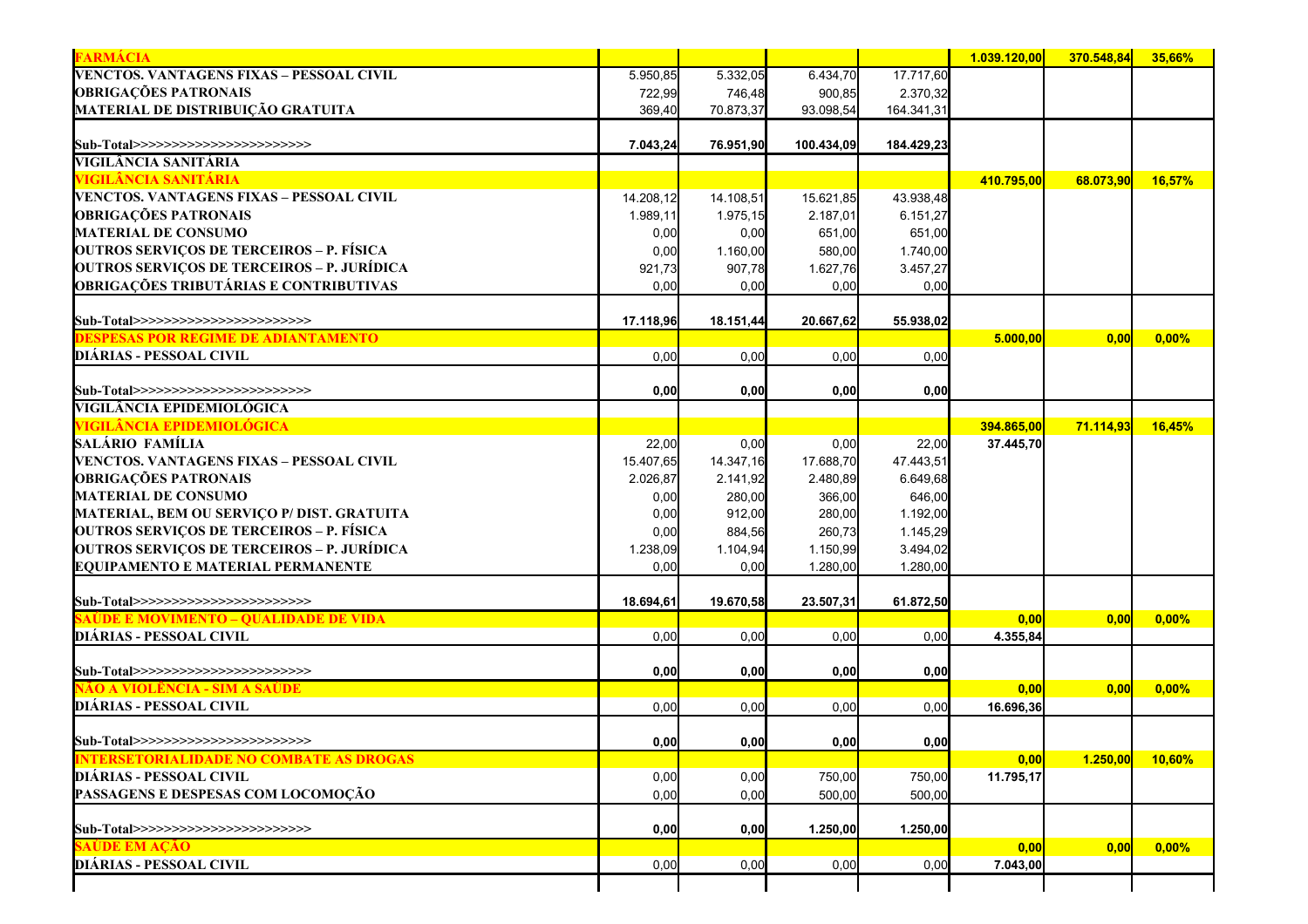| | | | | | | | |
|---|---|---|---|---|---|---|---|
| **FARMÁCIA** | | | | | **1.039.120,00** | **370.548,84** | **35,66%** |
| **VENCTOS. VANTAGENS FIXAS – PESSOAL CIVIL** | 5.950,85 | 5.332,05 | 6.434,70 | 17.717,60 | | | |
| **OBRIGAÇÕES PATRONAIS** | 722,99 | 746,48 | 900,85 | 2.370,32 | | | |
| **MATERIAL DE DISTRIBUIÇÃO GRATUITA** | 369,40 | 70.873,37 | 93.098,54 | 164.341,31 | | | |
| **Sub-Total>>>>>>>>>>>>>>>>>>>>>>>** | **7.043,24** | **76.951,90** | **100.434,09** | **184.429,23** | | | |
| **VIGILÂNCIA SANITÁRIA** | | | | | | | |
| **VIGILÂNCIA SANITÁRIA** | | | | | **410.795,00** | **68.073,90** | **16,57%** |
| **VENCTOS. VANTAGENS FIXAS – PESSOAL CIVIL** | 14.208,12 | 14.108,51 | 15.621,85 | 43.938,48 | | | |
| **OBRIGAÇÕES PATRONAIS** | 1.989,11 | 1.975,15 | 2.187,01 | 6.151,27 | | | |
| **MATERIAL DE CONSUMO** | 0,00 | 0,00 | 651,00 | 651,00 | | | |
| **OUTROS SERVIÇOS DE TERCEIROS – P. FÍSICA** | 0,00 | 1.160,00 | 580,00 | 1.740,00 | | | |
| **OUTROS SERVIÇOS DE TERCEIROS – P. JURÍDICA** | 921,73 | 907,78 | 1.627,76 | 3.457,27 | | | |
| **OBRIGAÇÕES TRIBUTÁRIAS E CONTRIBUTIVAS** | 0,00 | 0,00 | 0,00 | 0,00 | | | |
| **Sub-Total>>>>>>>>>>>>>>>>>>>>>>>** | **17.118,96** | **18.151,44** | **20.667,62** | **55.938,02** | | | |
| **DESPESAS POR REGIME DE ADIANTAMENTO** | | | | | **5.000,00** | **0,00** | **0,00%** |
| **DIÁRIAS - PESSOAL CIVIL** | 0,00 | 0,00 | 0,00 | 0,00 | | | |
| **Sub-Total>>>>>>>>>>>>>>>>>>>>>>>** | **0,00** | **0,00** | **0,00** | **0,00** | | | |
| **VIGILÂNCIA EPIDEMIOLÓGICA** | | | | | | | |
| **VIGILÂNCIA EPIDEMIOLÓGICA** | | | | | **394.865,00** | **71.114,93** | **16,45%** |
| **SALÁRIO FAMÍLIA** | 22,00 | 0,00 | 0,00 | 22,00 | **37.445,70** | | |
| **VENCTOS. VANTAGENS FIXAS – PESSOAL CIVIL** | 15.407,65 | 14.347,16 | 17.688,70 | 47.443,51 | | | |
| **OBRIGAÇÕES PATRONAIS** | 2.026,87 | 2.141,92 | 2.480,89 | 6.649,68 | | | |
| **MATERIAL DE CONSUMO** | 0,00 | 280,00 | 366,00 | 646,00 | | | |
| **MATERIAL, BEM OU SERVIÇO P/ DIST. GRATUITA** | 0,00 | 912,00 | 280,00 | 1.192,00 | | | |
| **OUTROS SERVIÇOS DE TERCEIROS – P. FÍSICA** | 0,00 | 884,56 | 260,73 | 1.145,29 | | | |
| **OUTROS SERVIÇOS DE TERCEIROS – P. JURÍDICA** | 1.238,09 | 1.104,94 | 1.150,99 | 3.494,02 | | | |
| **EQUIPAMENTO E MATERIAL PERMANENTE** | 0,00 | 0,00 | 1.280,00 | 1.280,00 | | | |
| **Sub-Total>>>>>>>>>>>>>>>>>>>>>>>** | **18.694,61** | **19.670,58** | **23.507,31** | **61.872,50** | | | |
| **SAÚDE E MOVIMENTO – QUALIDADE DE VIDA** | | | | | **0,00** | **0,00** | **0,00%** |
| **DIÁRIAS - PESSOAL CIVIL** | 0,00 | 0,00 | 0,00 | 0,00 | **4.355,84** | | |
| **Sub-Total>>>>>>>>>>>>>>>>>>>>>>>** | **0,00** | **0,00** | **0,00** | **0,00** | | | |
| **NÃO A VIOLÊNCIA - SIM A SAÚDE** | | | | | **0,00** | **0,00** | **0,00%** |
| **DIÁRIAS - PESSOAL CIVIL** | 0,00 | 0,00 | 0,00 | 0,00 | **16.696,36** | | |
| **Sub-Total>>>>>>>>>>>>>>>>>>>>>>>** | **0,00** | **0,00** | **0,00** | **0,00** | | | |
| **INTERSETORIALIDADE NO COMBATE AS DROGAS** | | | | | **0,00** | **1.250,00** | **10,60%** |
| **DIÁRIAS - PESSOAL CIVIL** | 0,00 | 0,00 | 750,00 | 750,00 | **11.795,17** | | |
| **PASSAGENS E DESPESAS COM LOCOMOÇÃO** | 0,00 | 0,00 | 500,00 | 500,00 | | | |
| **Sub-Total>>>>>>>>>>>>>>>>>>>>>>>** | **0,00** | **0,00** | **1.250,00** | **1.250,00** | | | |
| **SAÚDE EM AÇÃO** | | | | | **0,00** | **0,00** | **0,00%** |
| **DIÁRIAS - PESSOAL CIVIL** | 0,00 | 0,00 | 0,00 | 0,00 | **7.043,00** | | |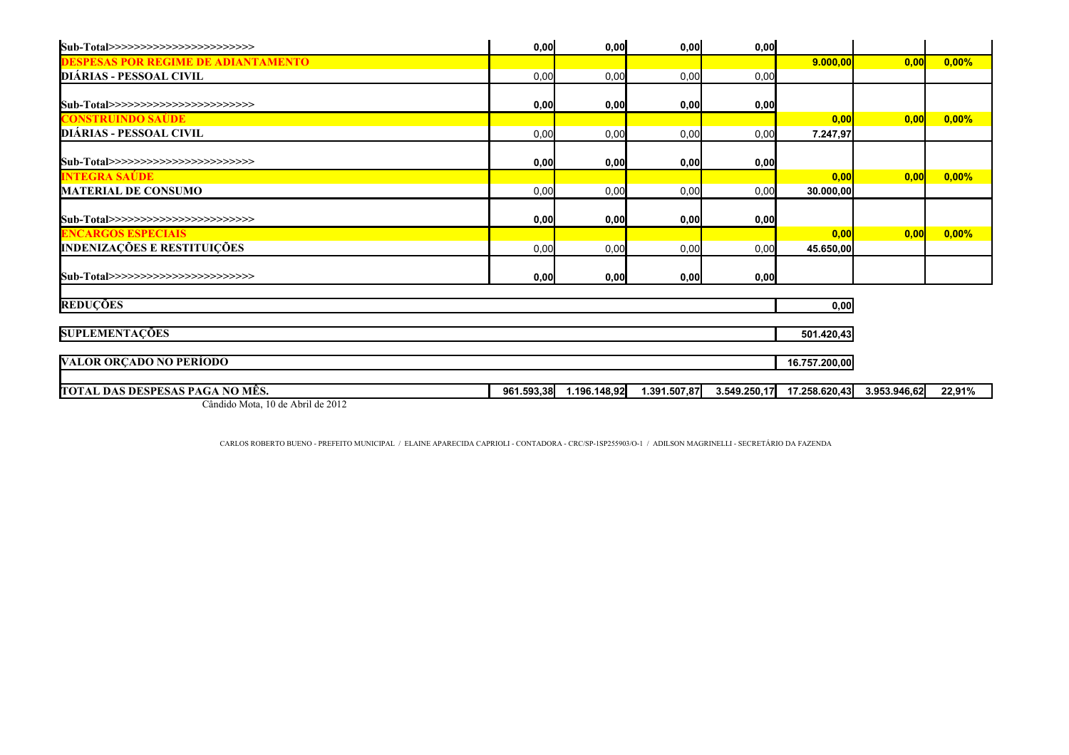| | | | | | | | |
|---|---|---|---|---|---|---|---|
| **Sub-Total>>>>>>>>>>>>>>>>>>>>>>>>** | **0,00** | **0,00** | **0,00** | **0,00** | | | |
| **DESPESAS POR REGIME DE ADIANTAMENTO** | | | | | **9.000,00** | **0,00** | **0,00%** |
| **DIÁRIAS - PESSOAL CIVIL** | 0,00 | 0,00 | 0,00 | 0,00 | | | |
| **Sub-Total>>>>>>>>>>>>>>>>>>>>>>>>** | **0,00** | **0,00** | **0,00** | **0,00** | | | |
| **CONSTRUINDO SAÚDE** | | | | | **0,00** | **0,00** | **0,00%** |
| **DIÁRIAS - PESSOAL CIVIL** | 0,00 | 0,00 | 0,00 | 0,00 | **7.247,97** | | |
| **Sub-Total>>>>>>>>>>>>>>>>>>>>>>>>** | **0,00** | **0,00** | **0,00** | **0,00** | | | |
| **INTEGRA SAÚDE** | | | | | **0,00** | **0,00** | **0,00%** |
| **MATERIAL DE CONSUMO** | 0,00 | 0,00 | 0,00 | 0,00 | **30.000,00** | | |
| **Sub-Total>>>>>>>>>>>>>>>>>>>>>>>>** | **0,00** | **0,00** | **0,00** | **0,00** | | | |
| **ENCARGOS ESPECIAIS** | | | | | **0,00** | **0,00** | **0,00%** |
| **INDENIZAÇÕES E RESTITUIÇÕES** | 0,00 | 0,00 | 0,00 | 0,00 | **45.650,00** | | |
| **Sub-Total>>>>>>>>>>>>>>>>>>>>>>>>** | **0,00** | **0,00** | **0,00** | **0,00** | | | |
| **REDUÇÕES** | | | | | **0,00** | | |
| **SUPLEMENTAÇÕES** | | | | | **501.420,43** | | |
| **VALOR ORÇADO NO PERÍODO** | | | | | **16.757.200,00** | | |
| **TOTAL DAS DESPESAS PAGA NO MÊS.** | **961.593,38** | **1.196.148,92** | **1.391.507,87** | **3.549.250,17** | **17.258.620,43** | **3.953.946,62** | **22,91%** |

Cândido Mota, 10 de Abril de 2012

CARLOS ROBERTO BUENO - PREFEITO MUNICIPAL / ELAINE APARECIDA CAPRIOLI - CONTADORA - CRC/SP-1SP255903/O-1 / ADILSON MAGRINELLI - SECRETÁRIO DA FAZENDA